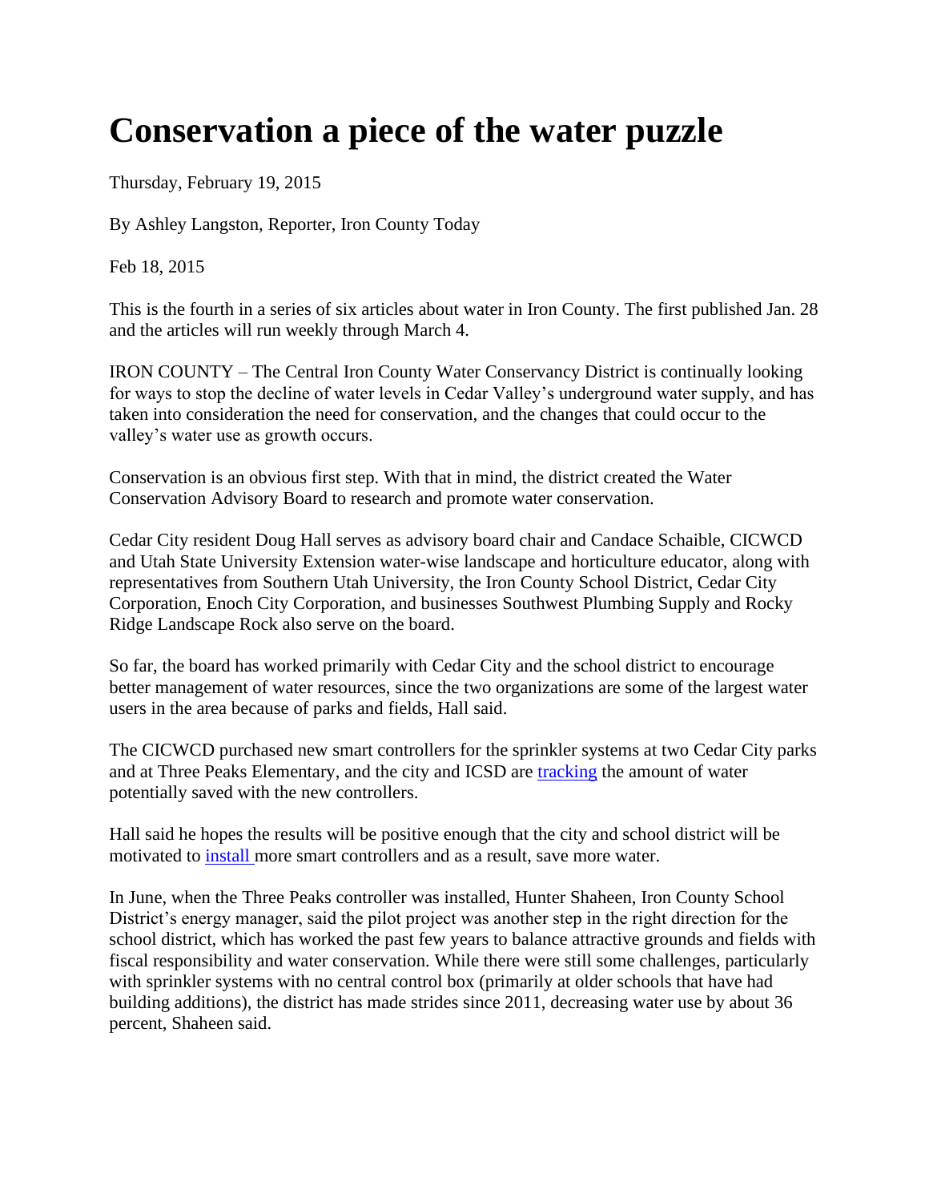# Conservation a piece of the water puzzle

Thursday, February 19, 2015

By Ashley Langston, Reporter, Iron County Today

Feb 18, 2015

This is the fourth in a series of six articles about water in Iron County. The first published Jan. 28 and the articles will run weekly through March 4.

IRON COUNTY – The Central Iron County Water Conservancy District is continually looking for ways to stop the decline of water levels in Cedar Valley's underground water supply, and has taken into consideration the need for conservation, and the changes that could occur to the valley's water use as growth occurs.

Conservation is an obvious first step. With that in mind, the district created the Water Conservation Advisory Board to research and promote water conservation.

Cedar City resident Doug Hall serves as advisory board chair and Candace Schaible, CICWCD and Utah State University Extension water-wise landscape and horticulture educator, along with representatives from Southern Utah University, the Iron County School District, Cedar City Corporation, Enoch City Corporation, and businesses Southwest Plumbing Supply and Rocky Ridge Landscape Rock also serve on the board.

So far, the board has worked primarily with Cedar City and the school district to encourage better management of water resources, since the two organizations are some of the largest water users in the area because of parks and fields, Hall said.

The CICWCD purchased new smart controllers for the sprinkler systems at two Cedar City parks and at Three Peaks Elementary, and the city and ICSD are tracking the amount of water potentially saved with the new controllers.

Hall said he hopes the results will be positive enough that the city and school district will be motivated to install more smart controllers and as a result, save more water.

In June, when the Three Peaks controller was installed, Hunter Shaheen, Iron County School District's energy manager, said the pilot project was another step in the right direction for the school district, which has worked the past few years to balance attractive grounds and fields with fiscal responsibility and water conservation. While there were still some challenges, particularly with sprinkler systems with no central control box (primarily at older schools that have had building additions), the district has made strides since 2011, decreasing water use by about 36 percent, Shaheen said.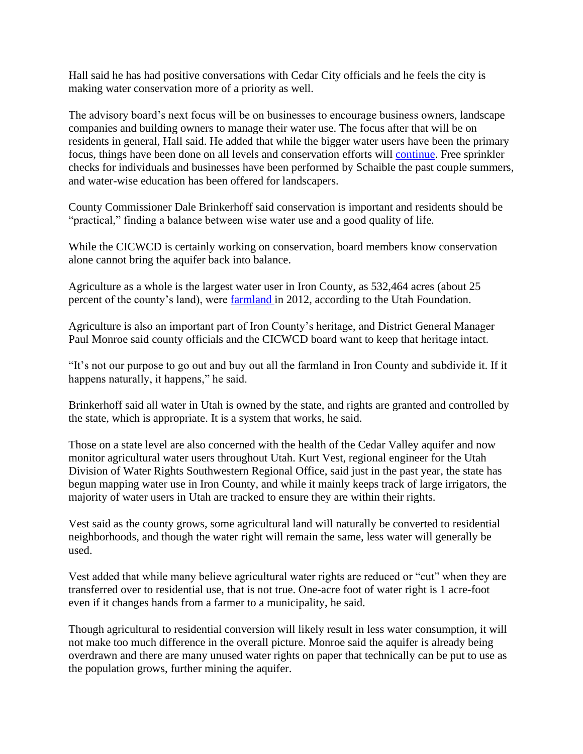Hall said he has had positive conversations with Cedar City officials and he feels the city is making water conservation more of a priority as well.

The advisory board's next focus will be on businesses to encourage business owners, landscape companies and building owners to manage their water use. The focus after that will be on residents in general, Hall said. He added that while the bigger water users have been the primary focus, things have been done on all levels and conservation efforts will continue. Free sprinkler checks for individuals and businesses have been performed by Schaible the past couple summers, and water-wise education has been offered for landscapers.

County Commissioner Dale Brinkerhoff said conservation is important and residents should be "practical," finding a balance between wise water use and a good quality of life.

While the CICWCD is certainly working on conservation, board members know conservation alone cannot bring the aquifer back into balance.

Agriculture as a whole is the largest water user in Iron County, as 532,464 acres (about 25 percent of the county's land), were farmland in 2012, according to the Utah Foundation.

Agriculture is also an important part of Iron County's heritage, and District General Manager Paul Monroe said county officials and the CICWCD board want to keep that heritage intact.

"It's not our purpose to go out and buy out all the farmland in Iron County and subdivide it. If it happens naturally, it happens," he said.

Brinkerhoff said all water in Utah is owned by the state, and rights are granted and controlled by the state, which is appropriate. It is a system that works, he said.

Those on a state level are also concerned with the health of the Cedar Valley aquifer and now monitor agricultural water users throughout Utah. Kurt Vest, regional engineer for the Utah Division of Water Rights Southwestern Regional Office, said just in the past year, the state has begun mapping water use in Iron County, and while it mainly keeps track of large irrigators, the majority of water users in Utah are tracked to ensure they are within their rights.

Vest said as the county grows, some agricultural land will naturally be converted to residential neighborhoods, and though the water right will remain the same, less water will generally be used.

Vest added that while many believe agricultural water rights are reduced or "cut" when they are transferred over to residential use, that is not true. One-acre foot of water right is 1 acre-foot even if it changes hands from a farmer to a municipality, he said.

Though agricultural to residential conversion will likely result in less water consumption, it will not make too much difference in the overall picture. Monroe said the aquifer is already being overdrawn and there are many unused water rights on paper that technically can be put to use as the population grows, further mining the aquifer.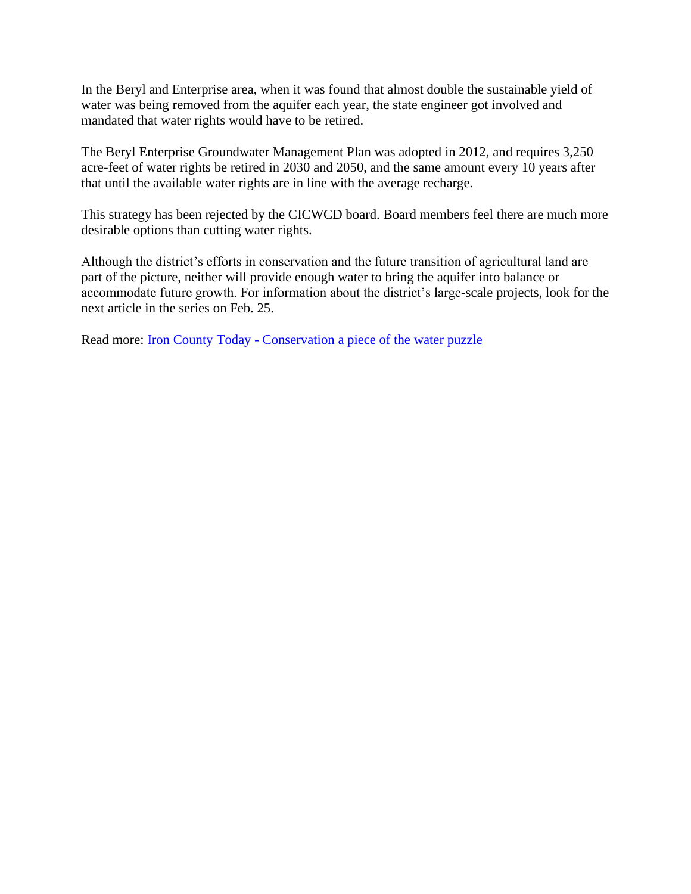In the Beryl and Enterprise area, when it was found that almost double the sustainable yield of water was being removed from the aquifer each year, the state engineer got involved and mandated that water rights would have to be retired.

The Beryl Enterprise Groundwater Management Plan was adopted in 2012, and requires 3,250 acre-feet of water rights be retired in 2030 and 2050, and the same amount every 10 years after that until the available water rights are in line with the average recharge.

This strategy has been rejected by the CICWCD board. Board members feel there are much more desirable options than cutting water rights.

Although the district's efforts in conservation and the future transition of agricultural land are part of the picture, neither will provide enough water to bring the aquifer into balance or accommodate future growth. For information about the district's large-scale projects, look for the next article in the series on Feb. 25.

Read more: [Iron County Today - Conservation a piece of the water puzzle]